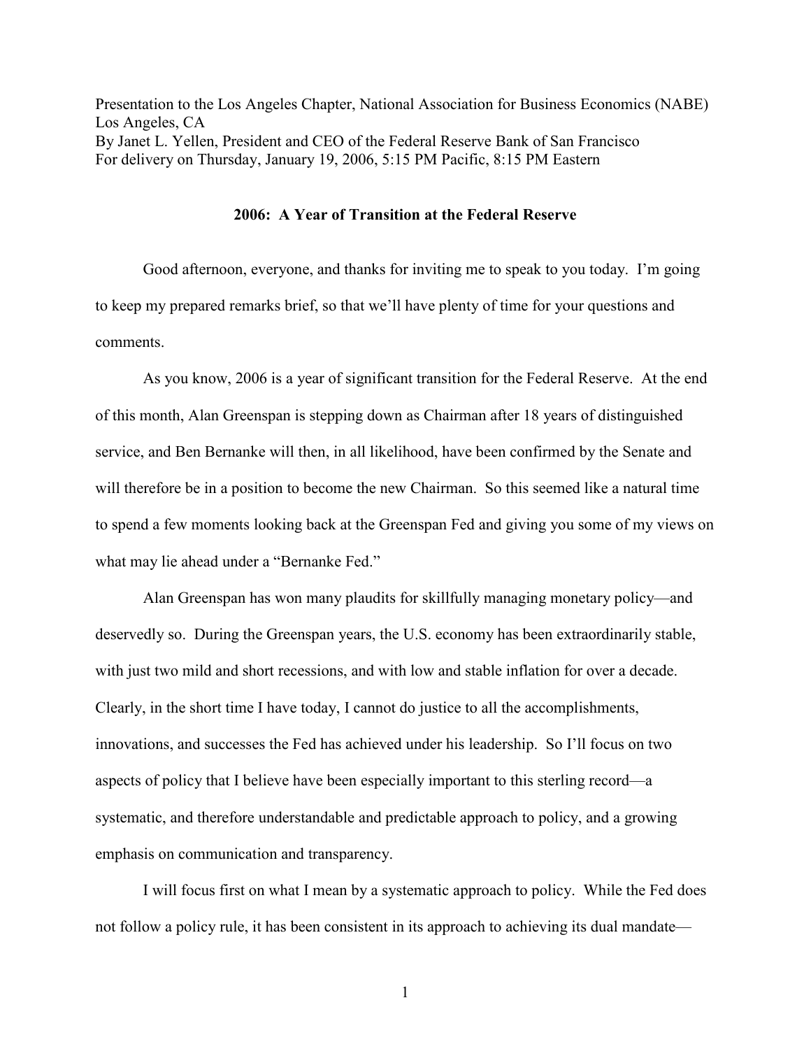Presentation to the Los Angeles Chapter, National Association for Business Economics (NABE)
Los Angeles, CA
By Janet L. Yellen, President and CEO of the Federal Reserve Bank of San Francisco
For delivery on Thursday, January 19, 2006, 5:15 PM Pacific, 8:15 PM Eastern

**2006: A Year of Transition at the Federal Reserve**

Good afternoon, everyone, and thanks for inviting me to speak to you today. I'm going to keep my prepared remarks brief, so that we'll have plenty of time for your questions and comments.

As you know, 2006 is a year of significant transition for the Federal Reserve. At the end of this month, Alan Greenspan is stepping down as Chairman after 18 years of distinguished service, and Ben Bernanke will then, in all likelihood, have been confirmed by the Senate and will therefore be in a position to become the new Chairman. So this seemed like a natural time to spend a few moments looking back at the Greenspan Fed and giving you some of my views on what may lie ahead under a "Bernanke Fed."

Alan Greenspan has won many plaudits for skillfully managing monetary policy—and deservedly so. During the Greenspan years, the U.S. economy has been extraordinarily stable, with just two mild and short recessions, and with low and stable inflation for over a decade. Clearly, in the short time I have today, I cannot do justice to all the accomplishments, innovations, and successes the Fed has achieved under his leadership. So I'll focus on two aspects of policy that I believe have been especially important to this sterling record—a systematic, and therefore understandable and predictable approach to policy, and a growing emphasis on communication and transparency.

I will focus first on what I mean by a systematic approach to policy. While the Fed does not follow a policy rule, it has been consistent in its approach to achieving its dual mandate—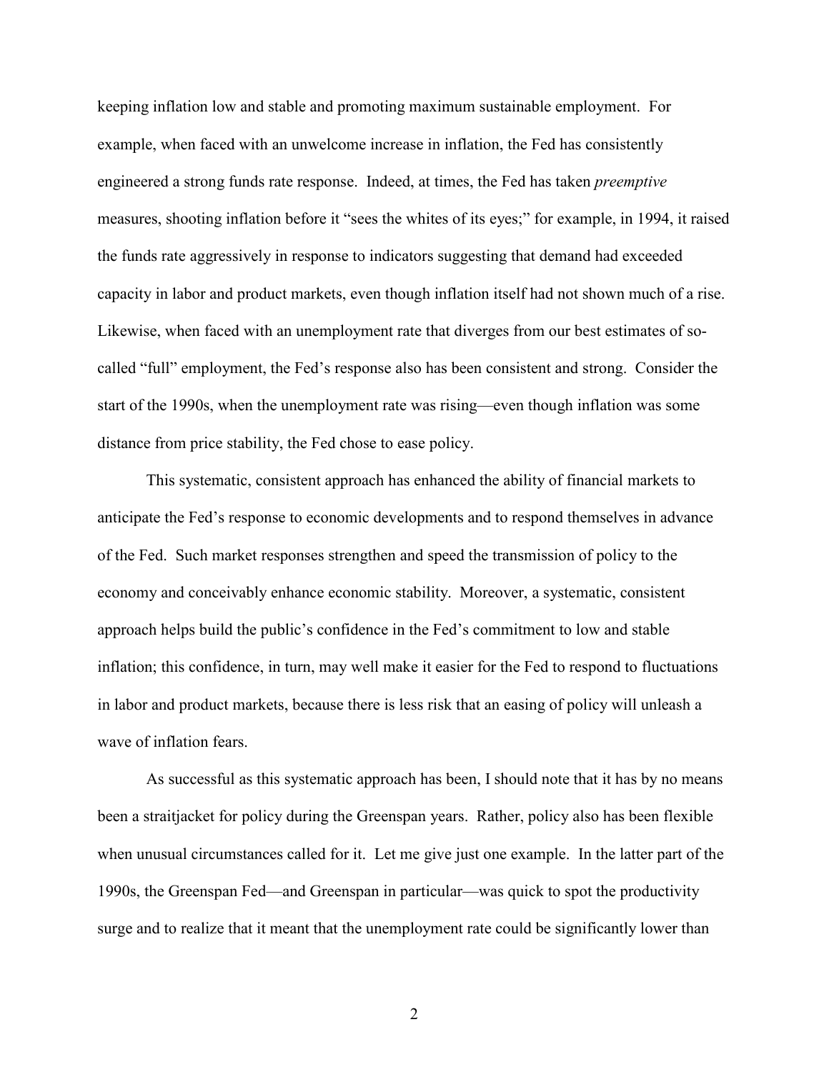keeping inflation low and stable and promoting maximum sustainable employment. For example, when faced with an unwelcome increase in inflation, the Fed has consistently engineered a strong funds rate response. Indeed, at times, the Fed has taken *preemptive* measures, shooting inflation before it "sees the whites of its eyes;" for example, in 1994, it raised the funds rate aggressively in response to indicators suggesting that demand had exceeded capacity in labor and product markets, even though inflation itself had not shown much of a rise. Likewise, when faced with an unemployment rate that diverges from our best estimates of so-called "full" employment, the Fed's response also has been consistent and strong. Consider the start of the 1990s, when the unemployment rate was rising—even though inflation was some distance from price stability, the Fed chose to ease policy.

This systematic, consistent approach has enhanced the ability of financial markets to anticipate the Fed's response to economic developments and to respond themselves in advance of the Fed. Such market responses strengthen and speed the transmission of policy to the economy and conceivably enhance economic stability. Moreover, a systematic, consistent approach helps build the public's confidence in the Fed's commitment to low and stable inflation; this confidence, in turn, may well make it easier for the Fed to respond to fluctuations in labor and product markets, because there is less risk that an easing of policy will unleash a wave of inflation fears.

As successful as this systematic approach has been, I should note that it has by no means been a straitjacket for policy during the Greenspan years. Rather, policy also has been flexible when unusual circumstances called for it. Let me give just one example. In the latter part of the 1990s, the Greenspan Fed—and Greenspan in particular—was quick to spot the productivity surge and to realize that it meant that the unemployment rate could be significantly lower than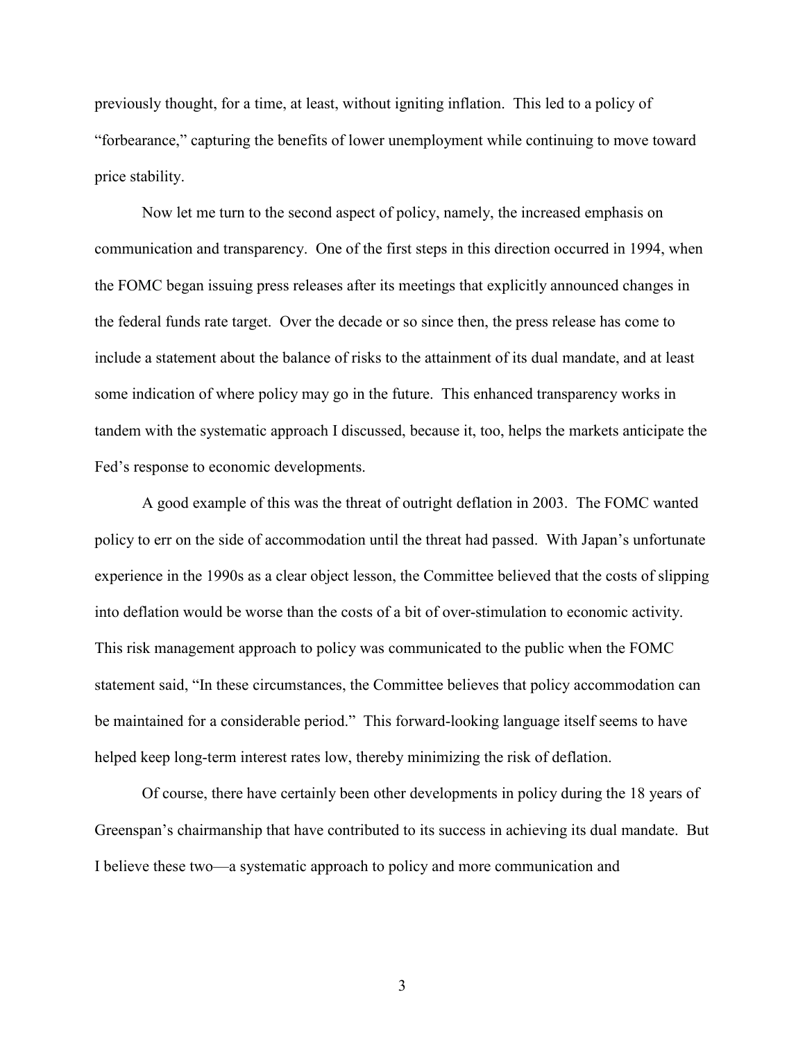previously thought, for a time, at least, without igniting inflation. This led to a policy of "forbearance," capturing the benefits of lower unemployment while continuing to move toward price stability.

Now let me turn to the second aspect of policy, namely, the increased emphasis on communication and transparency. One of the first steps in this direction occurred in 1994, when the FOMC began issuing press releases after its meetings that explicitly announced changes in the federal funds rate target. Over the decade or so since then, the press release has come to include a statement about the balance of risks to the attainment of its dual mandate, and at least some indication of where policy may go in the future. This enhanced transparency works in tandem with the systematic approach I discussed, because it, too, helps the markets anticipate the Fed's response to economic developments.

A good example of this was the threat of outright deflation in 2003. The FOMC wanted policy to err on the side of accommodation until the threat had passed. With Japan's unfortunate experience in the 1990s as a clear object lesson, the Committee believed that the costs of slipping into deflation would be worse than the costs of a bit of over-stimulation to economic activity. This risk management approach to policy was communicated to the public when the FOMC statement said, "In these circumstances, the Committee believes that policy accommodation can be maintained for a considerable period." This forward-looking language itself seems to have helped keep long-term interest rates low, thereby minimizing the risk of deflation.

Of course, there have certainly been other developments in policy during the 18 years of Greenspan's chairmanship that have contributed to its success in achieving its dual mandate. But I believe these two—a systematic approach to policy and more communication and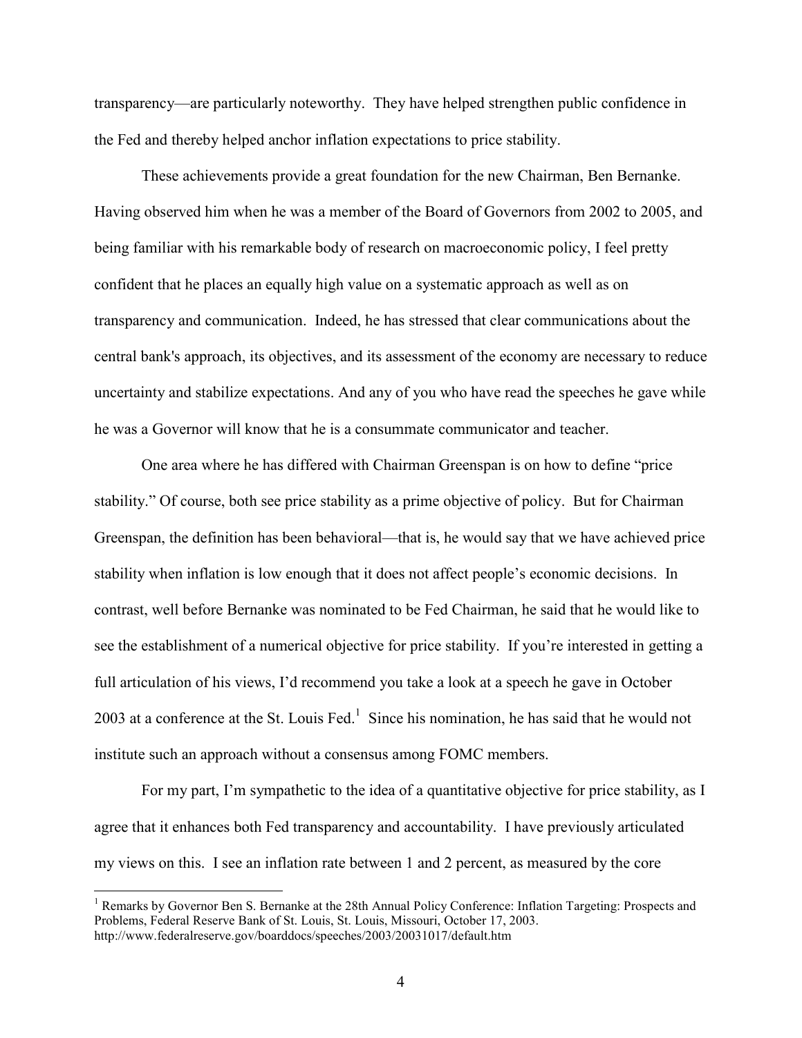transparency—are particularly noteworthy. They have helped strengthen public confidence in the Fed and thereby helped anchor inflation expectations to price stability.

These achievements provide a great foundation for the new Chairman, Ben Bernanke. Having observed him when he was a member of the Board of Governors from 2002 to 2005, and being familiar with his remarkable body of research on macroeconomic policy, I feel pretty confident that he places an equally high value on a systematic approach as well as on transparency and communication. Indeed, he has stressed that clear communications about the central bank's approach, its objectives, and its assessment of the economy are necessary to reduce uncertainty and stabilize expectations. And any of you who have read the speeches he gave while he was a Governor will know that he is a consummate communicator and teacher.

One area where he has differed with Chairman Greenspan is on how to define "price stability." Of course, both see price stability as a prime objective of policy. But for Chairman Greenspan, the definition has been behavioral—that is, he would say that we have achieved price stability when inflation is low enough that it does not affect people's economic decisions. In contrast, well before Bernanke was nominated to be Fed Chairman, he said that he would like to see the establishment of a numerical objective for price stability. If you're interested in getting a full articulation of his views, I'd recommend you take a look at a speech he gave in October 2003 at a conference at the St. Louis Fed.[1] Since his nomination, he has said that he would not institute such an approach without a consensus among FOMC members.

For my part, I'm sympathetic to the idea of a quantitative objective for price stability, as I agree that it enhances both Fed transparency and accountability. I have previously articulated my views on this. I see an inflation rate between 1 and 2 percent, as measured by the core

---

[1] Remarks by Governor Ben S. Bernanke at the 28th Annual Policy Conference: Inflation Targeting: Prospects and Problems, Federal Reserve Bank of St. Louis, St. Louis, Missouri, October 17, 2003. http://www.federalreserve.gov/boarddocs/speeches/2003/20031017/default.htm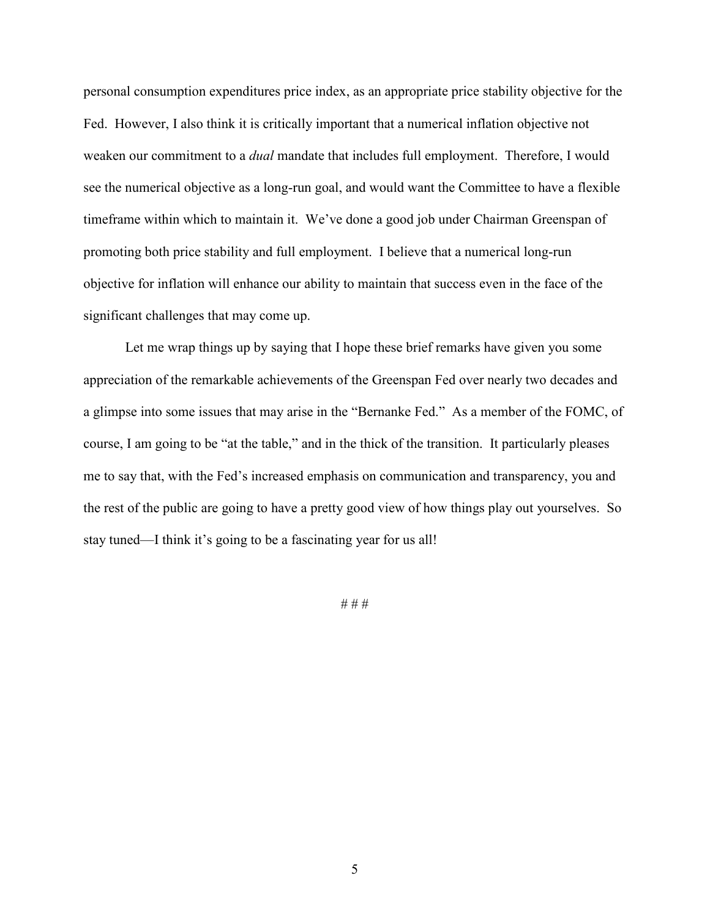personal consumption expenditures price index, as an appropriate price stability objective for the Fed. However, I also think it is critically important that a numerical inflation objective not weaken our commitment to a *dual* mandate that includes full employment. Therefore, I would see the numerical objective as a long-run goal, and would want the Committee to have a flexible timeframe within which to maintain it. We've done a good job under Chairman Greenspan of promoting both price stability and full employment. I believe that a numerical long-run objective for inflation will enhance our ability to maintain that success even in the face of the significant challenges that may come up.

Let me wrap things up by saying that I hope these brief remarks have given you some appreciation of the remarkable achievements of the Greenspan Fed over nearly two decades and a glimpse into some issues that may arise in the "Bernanke Fed." As a member of the FOMC, of course, I am going to be "at the table," and in the thick of the transition. It particularly pleases me to say that, with the Fed's increased emphasis on communication and transparency, you and the rest of the public are going to have a pretty good view of how things play out yourselves. So stay tuned—I think it's going to be a fascinating year for us all!

# # #